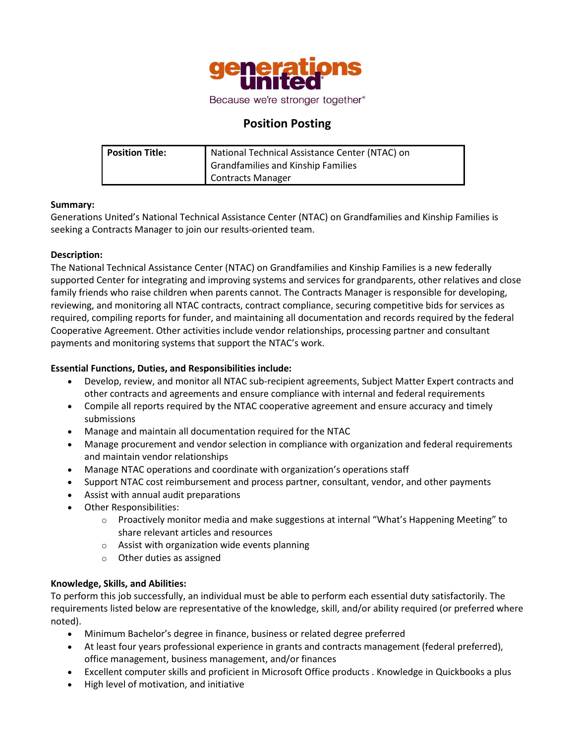generations united

Because we're stronger together®

# Position Posting

| Position Title: | National Technical Assistance Center (NTAC) on Grandfamilies and Kinship Families Contracts Manager |
|---|---|

**Summary:**
Generations United's National Technical Assistance Center (NTAC) on Grandfamilies and Kinship Families is seeking a Contracts Manager to join our results-oriented team.

**Description:**
The National Technical Assistance Center (NTAC) on Grandfamilies and Kinship Families is a new federally supported Center for integrating and improving systems and services for grandparents, other relatives and close family friends who raise children when parents cannot. The Contracts Manager is responsible for developing, reviewing, and monitoring all NTAC contracts, contract compliance, securing competitive bids for services as required, compiling reports for funder, and maintaining all documentation and records required by the federal Cooperative Agreement. Other activities include vendor relationships, processing partner and consultant payments and monitoring systems that support the NTAC's work.

**Essential Functions, Duties, and Responsibilities include:**

- Develop, review, and monitor all NTAC sub-recipient agreements, Subject Matter Expert contracts and other contracts and agreements and ensure compliance with internal and federal requirements
- Compile all reports required by the NTAC cooperative agreement and ensure accuracy and timely submissions
- Manage and maintain all documentation required for the NTAC
- Manage procurement and vendor selection in compliance with organization and federal requirements and maintain vendor relationships
- Manage NTAC operations and coordinate with organization's operations staff
- Support NTAC cost reimbursement and process partner, consultant, vendor, and other payments
- Assist with annual audit preparations
- Other Responsibilities:
  - Proactively monitor media and make suggestions at internal "What's Happening Meeting" to share relevant articles and resources
  - Assist with organization wide events planning
  - Other duties as assigned

**Knowledge, Skills, and Abilities:**
To perform this job successfully, an individual must be able to perform each essential duty satisfactorily. The requirements listed below are representative of the knowledge, skill, and/or ability required (or preferred where noted).

- Minimum Bachelor's degree in finance, business or related degree preferred
- At least four years professional experience in grants and contracts management (federal preferred), office management, business management, and/or finances
- Excellent computer skills and proficient in Microsoft Office products . Knowledge in Quickbooks a plus
- High level of motivation, and initiative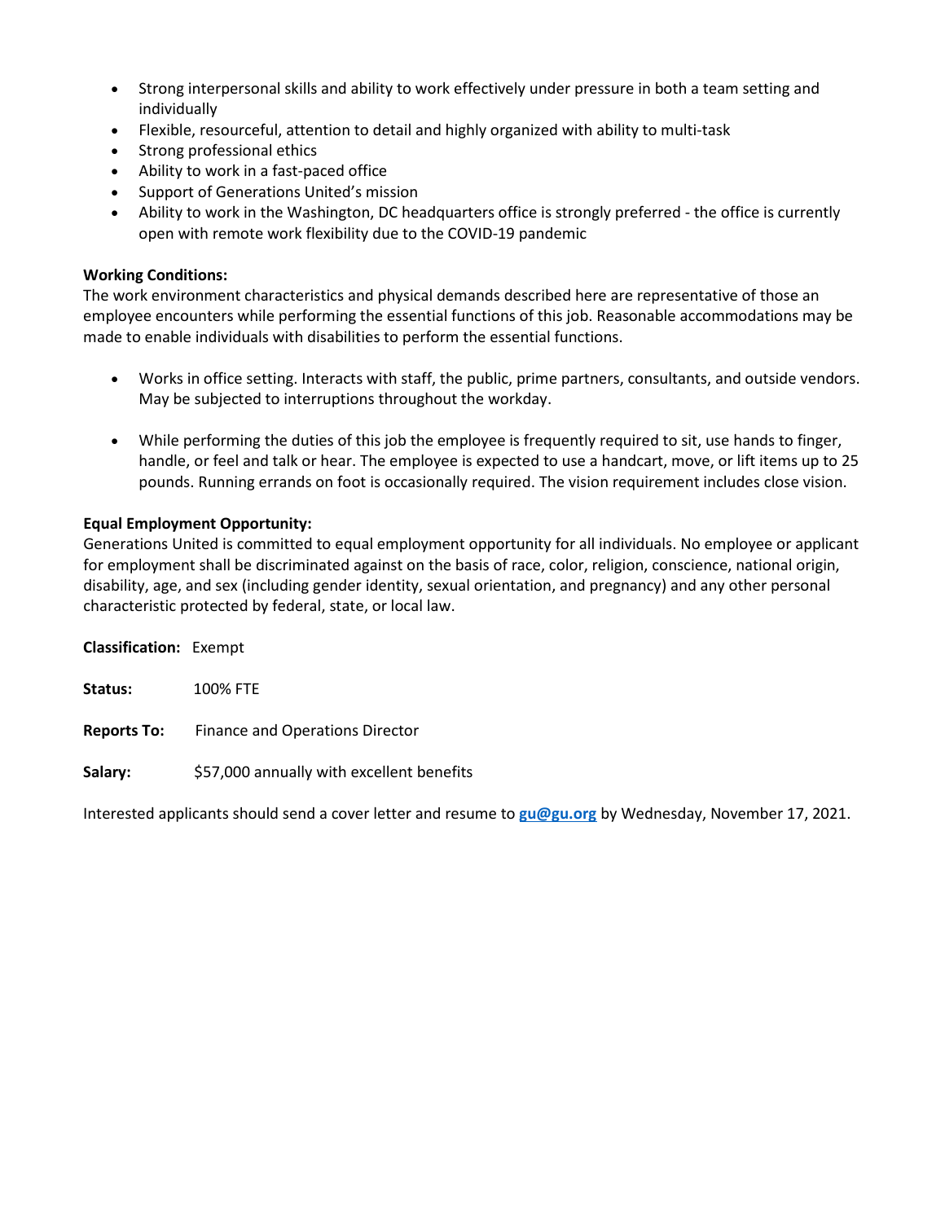- Strong interpersonal skills and ability to work effectively under pressure in both a team setting and individually
- Flexible, resourceful, attention to detail and highly organized with ability to multi-task
- Strong professional ethics
- Ability to work in a fast-paced office
- Support of Generations United's mission
- Ability to work in the Washington, DC headquarters office is strongly preferred - the office is currently open with remote work flexibility due to the COVID-19 pandemic

**Working Conditions:**
The work environment characteristics and physical demands described here are representative of those an employee encounters while performing the essential functions of this job. Reasonable accommodations may be made to enable individuals with disabilities to perform the essential functions.

- Works in office setting. Interacts with staff, the public, prime partners, consultants, and outside vendors. May be subjected to interruptions throughout the workday.

- While performing the duties of this job the employee is frequently required to sit, use hands to finger, handle, or feel and talk or hear. The employee is expected to use a handcart, move, or lift items up to 25 pounds. Running errands on foot is occasionally required. The vision requirement includes close vision.

**Equal Employment Opportunity:**
Generations United is committed to equal employment opportunity for all individuals. No employee or applicant for employment shall be discriminated against on the basis of race, color, religion, conscience, national origin, disability, age, and sex (including gender identity, sexual orientation, and pregnancy) and any other personal characteristic protected by federal, state, or local law.

**Classification:** Exempt

**Status:** 100% FTE

**Reports To:** Finance and Operations Director

**Salary:** $57,000 annually with excellent benefits

Interested applicants should send a cover letter and resume to **gu@gu.org** by Wednesday, November 17, 2021.